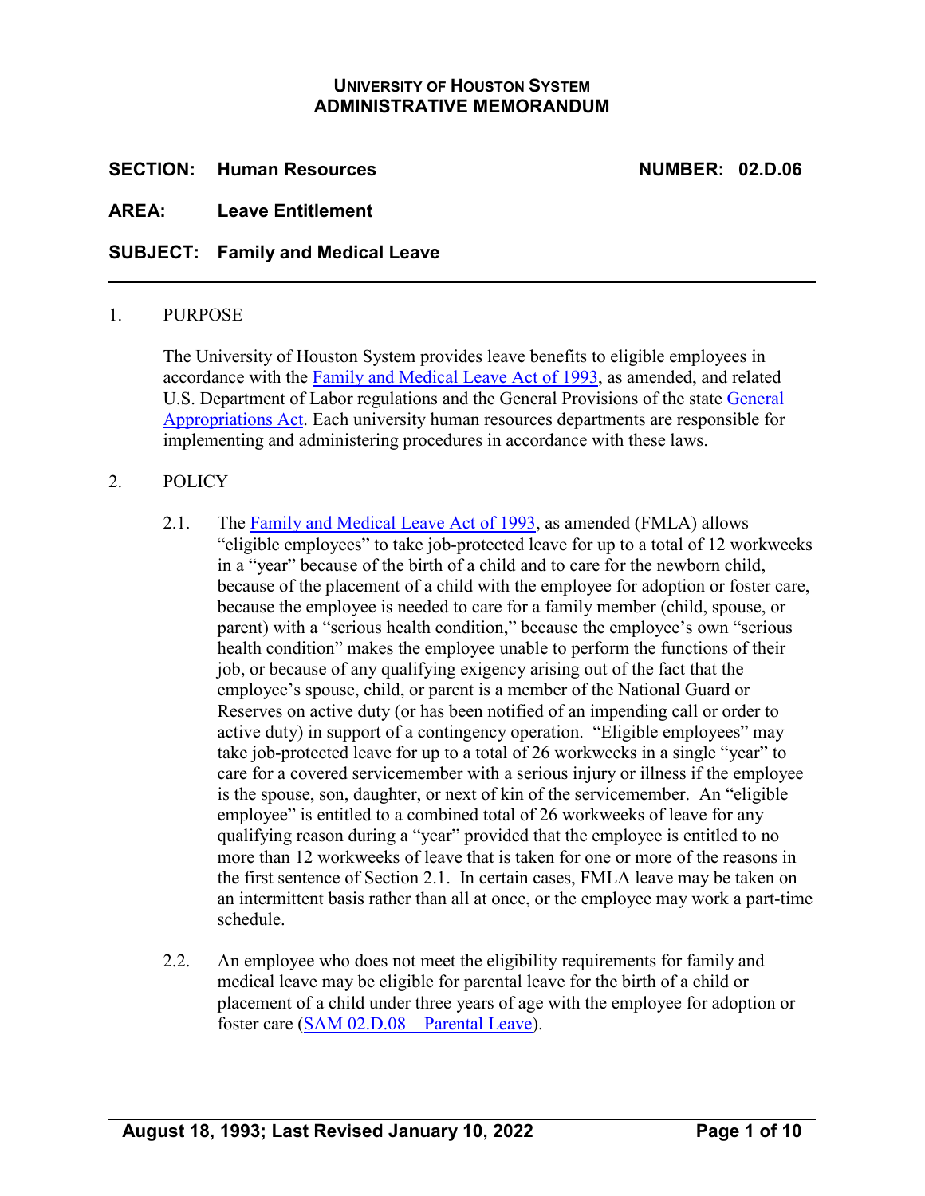**UNIVERSITY OF HOUSTON SYSTEM**
**ADMINISTRATIVE MEMORANDUM**

**SECTION:** **Human Resources** **NUMBER: 02.D.06**

**AREA:** **Leave Entitlement**

**SUBJECT:** **Family and Medical Leave**

---

1. PURPOSE

   The University of Houston System provides leave benefits to eligible employees in accordance with the Family and Medical Leave Act of 1993, as amended, and related U.S. Department of Labor regulations and the General Provisions of the state General Appropriations Act. Each university human resources departments are responsible for implementing and administering procedures in accordance with these laws.

2. POLICY

   2.1. The Family and Medical Leave Act of 1993, as amended (FMLA) allows "eligible employees" to take job-protected leave for up to a total of 12 workweeks in a "year" because of the birth of a child and to care for the newborn child, because of the placement of a child with the employee for adoption or foster care, because the employee is needed to care for a family member (child, spouse, or parent) with a "serious health condition," because the employee's own "serious health condition" makes the employee unable to perform the functions of their job, or because of any qualifying exigency arising out of the fact that the employee's spouse, child, or parent is a member of the National Guard or Reserves on active duty (or has been notified of an impending call or order to active duty) in support of a contingency operation. "Eligible employees" may take job-protected leave for up to a total of 26 workweeks in a single "year" to care for a covered servicemember with a serious injury or illness if the employee is the spouse, son, daughter, or next of kin of the servicemember. An "eligible employee" is entitled to a combined total of 26 workweeks of leave for any qualifying reason during a "year" provided that the employee is entitled to no more than 12 workweeks of leave that is taken for one or more of the reasons in the first sentence of Section 2.1. In certain cases, FMLA leave may be taken on an intermittent basis rather than all at once, or the employee may work a part-time schedule.

   2.2. An employee who does not meet the eligibility requirements for family and medical leave may be eligible for parental leave for the birth of a child or placement of a child under three years of age with the employee for adoption or foster care (SAM 02.D.08 – Parental Leave).

August 18, 1993; Last Revised January 10, 2022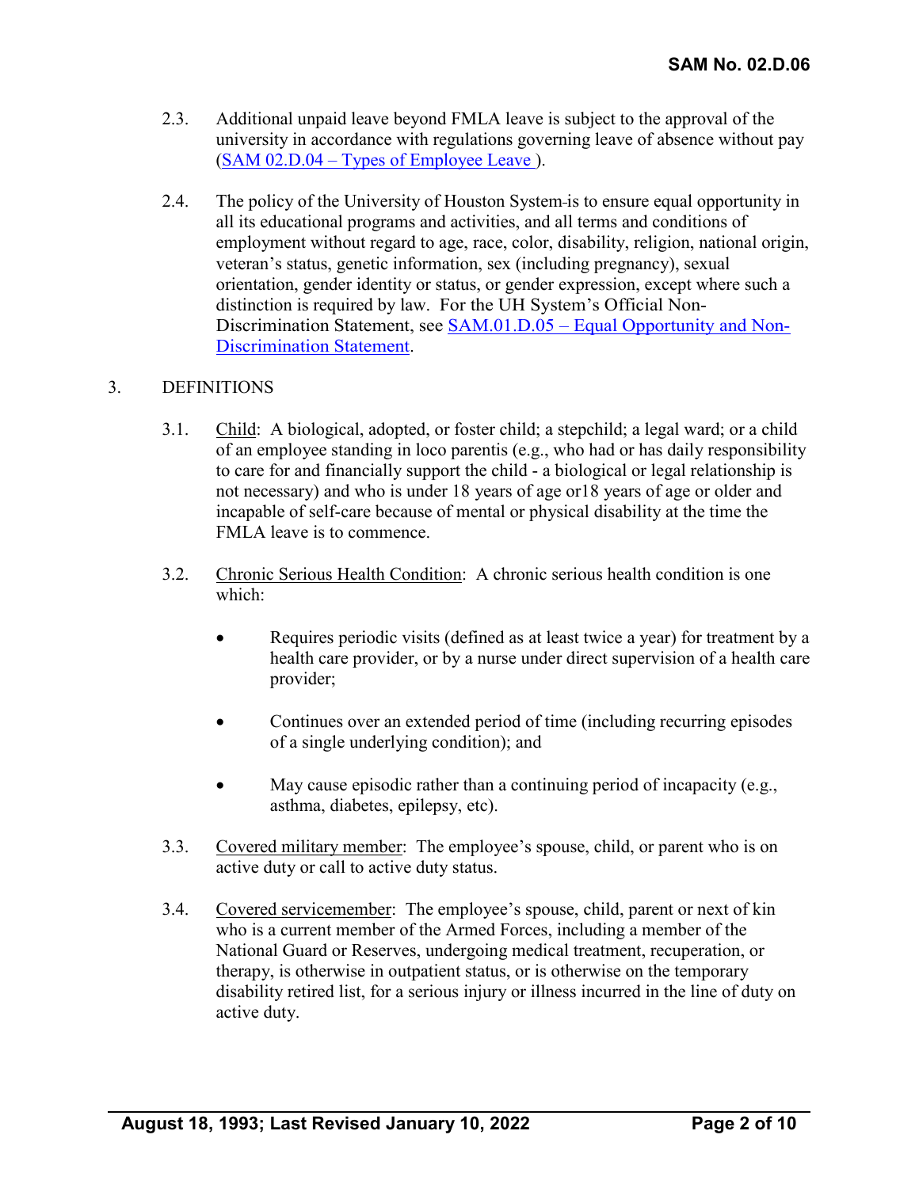2.3. Additional unpaid leave beyond FMLA leave is subject to the approval of the university in accordance with regulations governing leave of absence without pay (SAM 02.D.04 – Types of Employee Leave ).

2.4. The policy of the University of Houston System is to ensure equal opportunity in all its educational programs and activities, and all terms and conditions of employment without regard to age, race, color, disability, religion, national origin, veteran's status, genetic information, sex (including pregnancy), sexual orientation, gender identity or status, or gender expression, except where such a distinction is required by law. For the UH System's Official Non-Discrimination Statement, see SAM.01.D.05 – Equal Opportunity and Non-Discrimination Statement.

## 3. DEFINITIONS

3.1. Child: A biological, adopted, or foster child; a stepchild; a legal ward; or a child of an employee standing in loco parentis (e.g., who had or has daily responsibility to care for and financially support the child - a biological or legal relationship is not necessary) and who is under 18 years of age or18 years of age or older and incapable of self-care because of mental or physical disability at the time the FMLA leave is to commence.

3.2. Chronic Serious Health Condition: A chronic serious health condition is one which:

- Requires periodic visits (defined as at least twice a year) for treatment by a health care provider, or by a nurse under direct supervision of a health care provider;
- Continues over an extended period of time (including recurring episodes of a single underlying condition); and
- May cause episodic rather than a continuing period of incapacity (e.g., asthma, diabetes, epilepsy, etc).

3.3. Covered military member: The employee's spouse, child, or parent who is on active duty or call to active duty status.

3.4. Covered servicemember: The employee's spouse, child, parent or next of kin who is a current member of the Armed Forces, including a member of the National Guard or Reserves, undergoing medical treatment, recuperation, or therapy, is otherwise in outpatient status, or is otherwise on the temporary disability retired list, for a serious injury or illness incurred in the line of duty on active duty.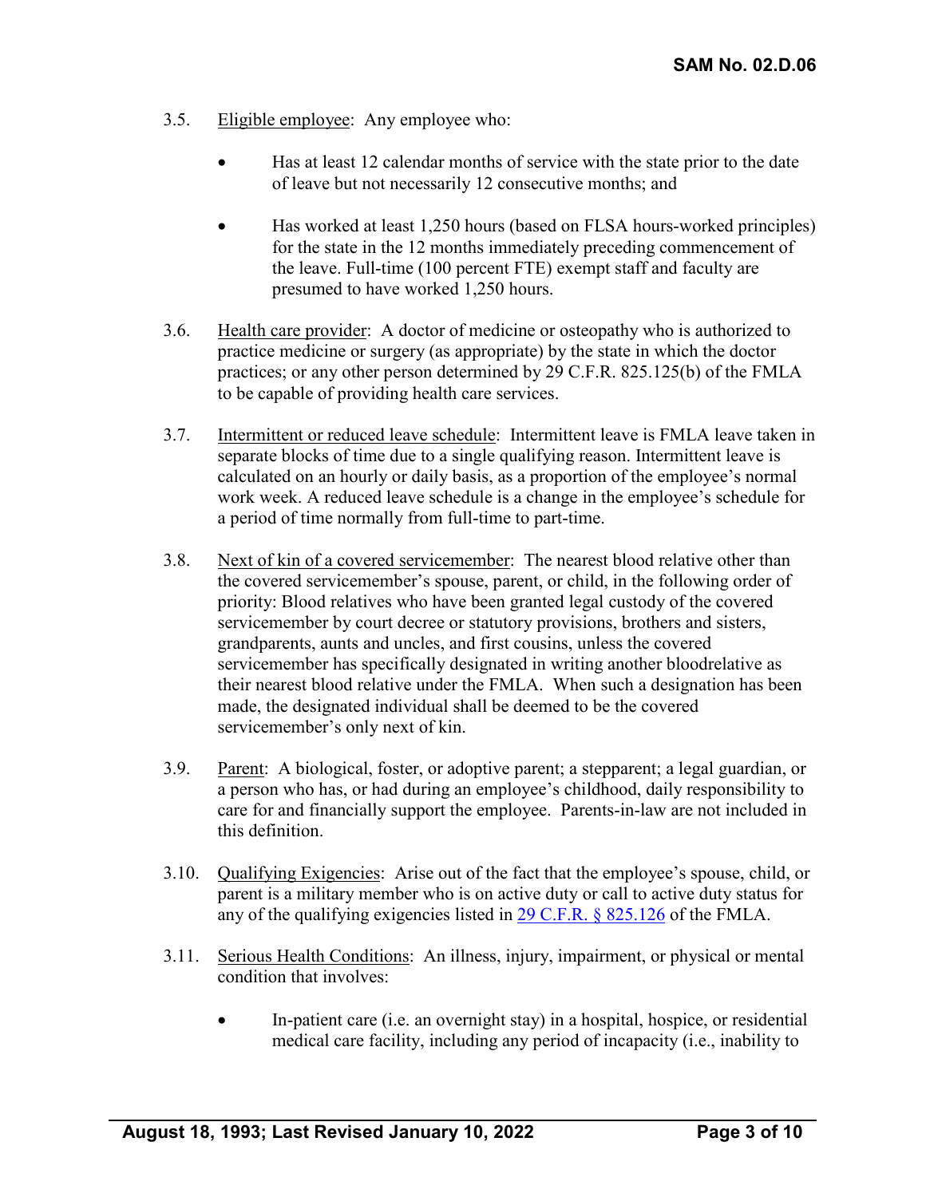3.5. Eligible employee: Any employee who:

- Has at least 12 calendar months of service with the state prior to the date of leave but not necessarily 12 consecutive months; and
- Has worked at least 1,250 hours (based on FLSA hours-worked principles) for the state in the 12 months immediately preceding commencement of the leave. Full-time (100 percent FTE) exempt staff and faculty are presumed to have worked 1,250 hours.

3.6. Health care provider: A doctor of medicine or osteopathy who is authorized to practice medicine or surgery (as appropriate) by the state in which the doctor practices; or any other person determined by 29 C.F.R. 825.125(b) of the FMLA to be capable of providing health care services.

3.7. Intermittent or reduced leave schedule: Intermittent leave is FMLA leave taken in separate blocks of time due to a single qualifying reason. Intermittent leave is calculated on an hourly or daily basis, as a proportion of the employee's normal work week. A reduced leave schedule is a change in the employee's schedule for a period of time normally from full-time to part-time.

3.8. Next of kin of a covered servicemember: The nearest blood relative other than the covered servicemember's spouse, parent, or child, in the following order of priority: Blood relatives who have been granted legal custody of the covered servicemember by court decree or statutory provisions, brothers and sisters, grandparents, aunts and uncles, and first cousins, unless the covered servicemember has specifically designated in writing another bloodrelative as their nearest blood relative under the FMLA. When such a designation has been made, the designated individual shall be deemed to be the covered servicemember's only next of kin.

3.9. Parent: A biological, foster, or adoptive parent; a stepparent; a legal guardian, or a person who has, or had during an employee's childhood, daily responsibility to care for and financially support the employee. Parents-in-law are not included in this definition.

3.10. Qualifying Exigencies: Arise out of the fact that the employee's spouse, child, or parent is a military member who is on active duty or call to active duty status for any of the qualifying exigencies listed in [29 C.F.R. § 825.126](#) of the FMLA.

3.11. Serious Health Conditions: An illness, injury, impairment, or physical or mental condition that involves:

- In-patient care (i.e. an overnight stay) in a hospital, hospice, or residential medical care facility, including any period of incapacity (i.e., inability to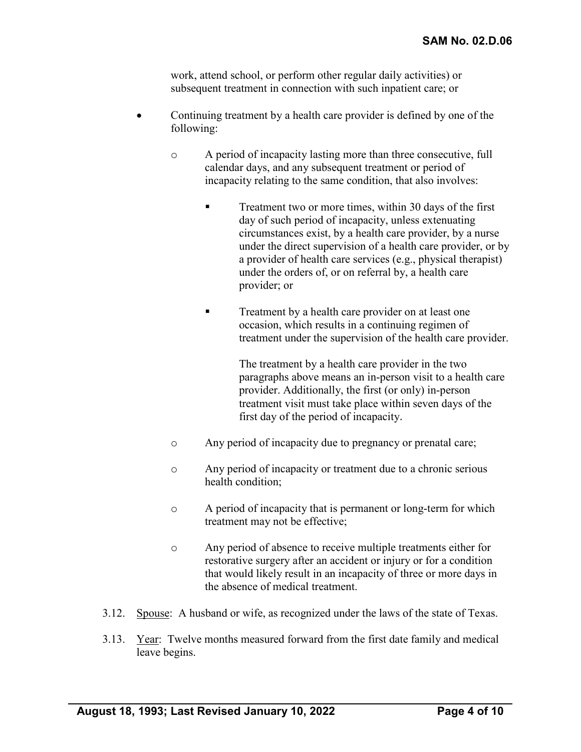work, attend school, or perform other regular daily activities) or subsequent treatment in connection with such inpatient care; or

- Continuing treatment by a health care provider is defined by one of the following:
  - A period of incapacity lasting more than three consecutive, full calendar days, and any subsequent treatment or period of incapacity relating to the same condition, that also involves:
    - Treatment two or more times, within 30 days of the first day of such period of incapacity, unless extenuating circumstances exist, by a health care provider, by a nurse under the direct supervision of a health care provider, or by a provider of health care services (e.g., physical therapist) under the orders of, or on referral by, a health care provider; or
    - Treatment by a health care provider on at least one occasion, which results in a continuing regimen of treatment under the supervision of the health care provider.

      The treatment by a health care provider in the two paragraphs above means an in-person visit to a health care provider. Additionally, the first (or only) in-person treatment visit must take place within seven days of the first day of the period of incapacity.
  - Any period of incapacity due to pregnancy or prenatal care;
  - Any period of incapacity or treatment due to a chronic serious health condition;
  - A period of incapacity that is permanent or long-term for which treatment may not be effective;
  - Any period of absence to receive multiple treatments either for restorative surgery after an accident or injury or for a condition that would likely result in an incapacity of three or more days in the absence of medical treatment.

3.12. <u>Spouse</u>: A husband or wife, as recognized under the laws of the state of Texas.

3.13. <u>Year</u>: Twelve months measured forward from the first date family and medical leave begins.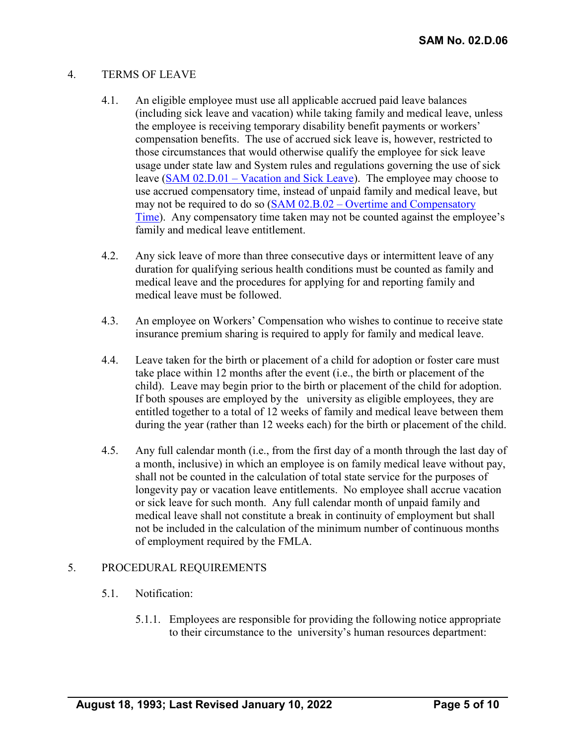## 4. TERMS OF LEAVE

4.1. An eligible employee must use all applicable accrued paid leave balances (including sick leave and vacation) while taking family and medical leave, unless the employee is receiving temporary disability benefit payments or workers' compensation benefits. The use of accrued sick leave is, however, restricted to those circumstances that would otherwise qualify the employee for sick leave usage under state law and System rules and regulations governing the use of sick leave (SAM 02.D.01 – Vacation and Sick Leave). The employee may choose to use accrued compensatory time, instead of unpaid family and medical leave, but may not be required to do so (SAM 02.B.02 – Overtime and Compensatory Time). Any compensatory time taken may not be counted against the employee's family and medical leave entitlement.

4.2. Any sick leave of more than three consecutive days or intermittent leave of any duration for qualifying serious health conditions must be counted as family and medical leave and the procedures for applying for and reporting family and medical leave must be followed.

4.3. An employee on Workers' Compensation who wishes to continue to receive state insurance premium sharing is required to apply for family and medical leave.

4.4. Leave taken for the birth or placement of a child for adoption or foster care must take place within 12 months after the event (i.e., the birth or placement of the child). Leave may begin prior to the birth or placement of the child for adoption. If both spouses are employed by the university as eligible employees, they are entitled together to a total of 12 weeks of family and medical leave between them during the year (rather than 12 weeks each) for the birth or placement of the child.

4.5. Any full calendar month (i.e., from the first day of a month through the last day of a month, inclusive) in which an employee is on family medical leave without pay, shall not be counted in the calculation of total state service for the purposes of longevity pay or vacation leave entitlements. No employee shall accrue vacation or sick leave for such month. Any full calendar month of unpaid family and medical leave shall not constitute a break in continuity of employment but shall not be included in the calculation of the minimum number of continuous months of employment required by the FMLA.

## 5. PROCEDURAL REQUIREMENTS

5.1. Notification:

5.1.1. Employees are responsible for providing the following notice appropriate to their circumstance to the university's human resources department: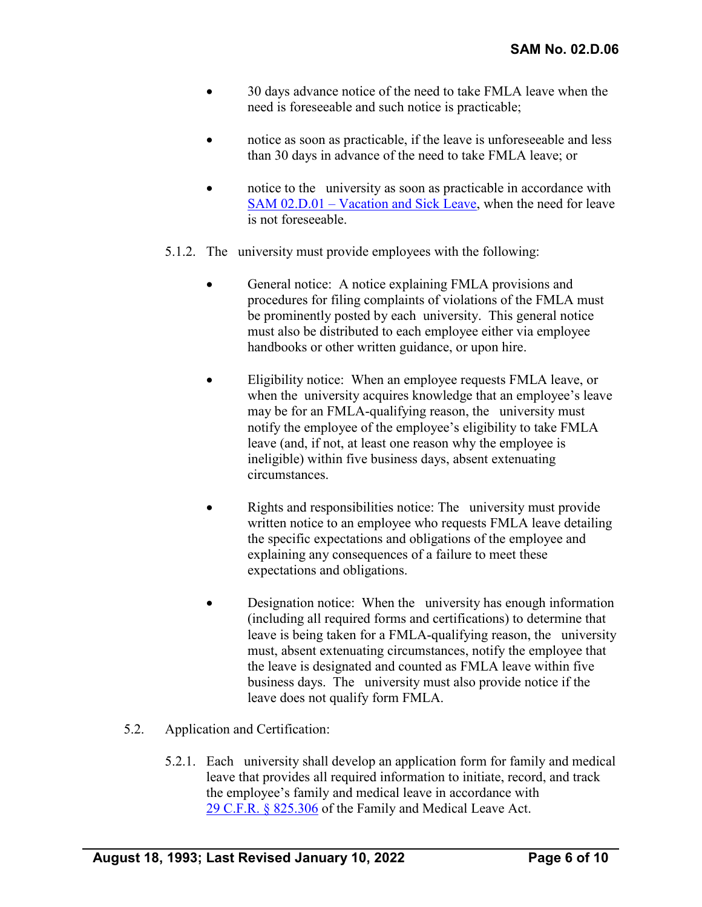- 30 days advance notice of the need to take FMLA leave when the need is foreseeable and such notice is practicable;

- notice as soon as practicable, if the leave is unforeseeable and less than 30 days in advance of the need to take FMLA leave; or

- notice to the university as soon as practicable in accordance with [SAM 02.D.01 – Vacation and Sick Leave](), when the need for leave is not foreseeable.

5.1.2. The university must provide employees with the following:

- General notice: A notice explaining FMLA provisions and procedures for filing complaints of violations of the FMLA must be prominently posted by each university. This general notice must also be distributed to each employee either via employee handbooks or other written guidance, or upon hire.

- Eligibility notice: When an employee requests FMLA leave, or when the university acquires knowledge that an employee's leave may be for an FMLA-qualifying reason, the university must notify the employee of the employee's eligibility to take FMLA leave (and, if not, at least one reason why the employee is ineligible) within five business days, absent extenuating circumstances.

- Rights and responsibilities notice: The university must provide written notice to an employee who requests FMLA leave detailing the specific expectations and obligations of the employee and explaining any consequences of a failure to meet these expectations and obligations.

- Designation notice: When the university has enough information (including all required forms and certifications) to determine that leave is being taken for a FMLA-qualifying reason, the university must, absent extenuating circumstances, notify the employee that the leave is designated and counted as FMLA leave within five business days. The university must also provide notice if the leave does not qualify form FMLA.

5.2. Application and Certification:

5.2.1. Each university shall develop an application form for family and medical leave that provides all required information to initiate, record, and track the employee's family and medical leave in accordance with [29 C.F.R. § 825.306]() of the Family and Medical Leave Act.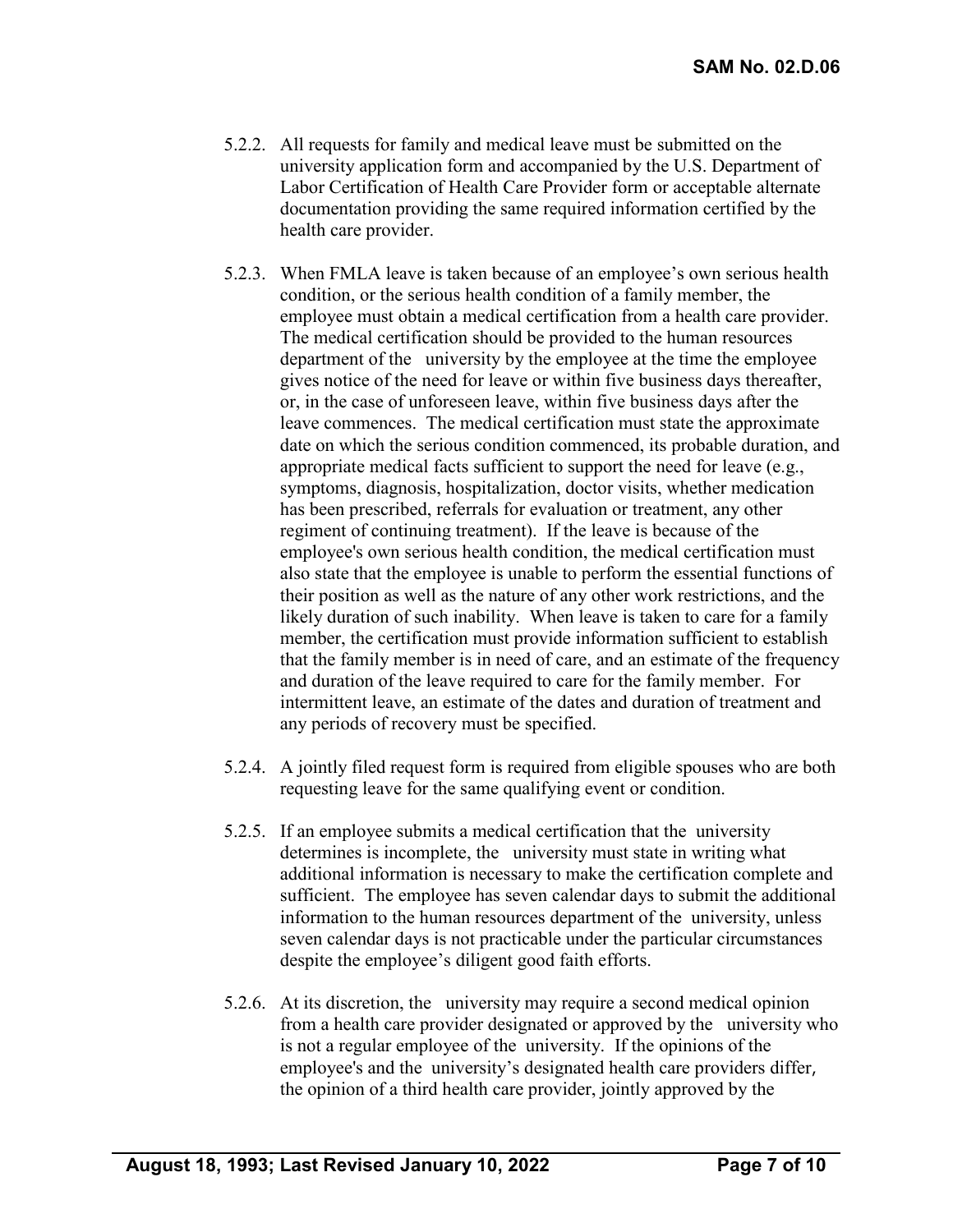5.2.2. All requests for family and medical leave must be submitted on the university application form and accompanied by the U.S. Department of Labor Certification of Health Care Provider form or acceptable alternate documentation providing the same required information certified by the health care provider.

5.2.3. When FMLA leave is taken because of an employee's own serious health condition, or the serious health condition of a family member, the employee must obtain a medical certification from a health care provider. The medical certification should be provided to the human resources department of the university by the employee at the time the employee gives notice of the need for leave or within five business days thereafter, or, in the case of unforeseen leave, within five business days after the leave commences. The medical certification must state the approximate date on which the serious condition commenced, its probable duration, and appropriate medical facts sufficient to support the need for leave (e.g., symptoms, diagnosis, hospitalization, doctor visits, whether medication has been prescribed, referrals for evaluation or treatment, any other regiment of continuing treatment). If the leave is because of the employee's own serious health condition, the medical certification must also state that the employee is unable to perform the essential functions of their position as well as the nature of any other work restrictions, and the likely duration of such inability. When leave is taken to care for a family member, the certification must provide information sufficient to establish that the family member is in need of care, and an estimate of the frequency and duration of the leave required to care for the family member. For intermittent leave, an estimate of the dates and duration of treatment and any periods of recovery must be specified.

5.2.4. A jointly filed request form is required from eligible spouses who are both requesting leave for the same qualifying event or condition.

5.2.5. If an employee submits a medical certification that the university determines is incomplete, the university must state in writing what additional information is necessary to make the certification complete and sufficient. The employee has seven calendar days to submit the additional information to the human resources department of the university, unless seven calendar days is not practicable under the particular circumstances despite the employee's diligent good faith efforts.

5.2.6. At its discretion, the university may require a second medical opinion from a health care provider designated or approved by the university who is not a regular employee of the university. If the opinions of the employee's and the university's designated health care providers differ, the opinion of a third health care provider, jointly approved by the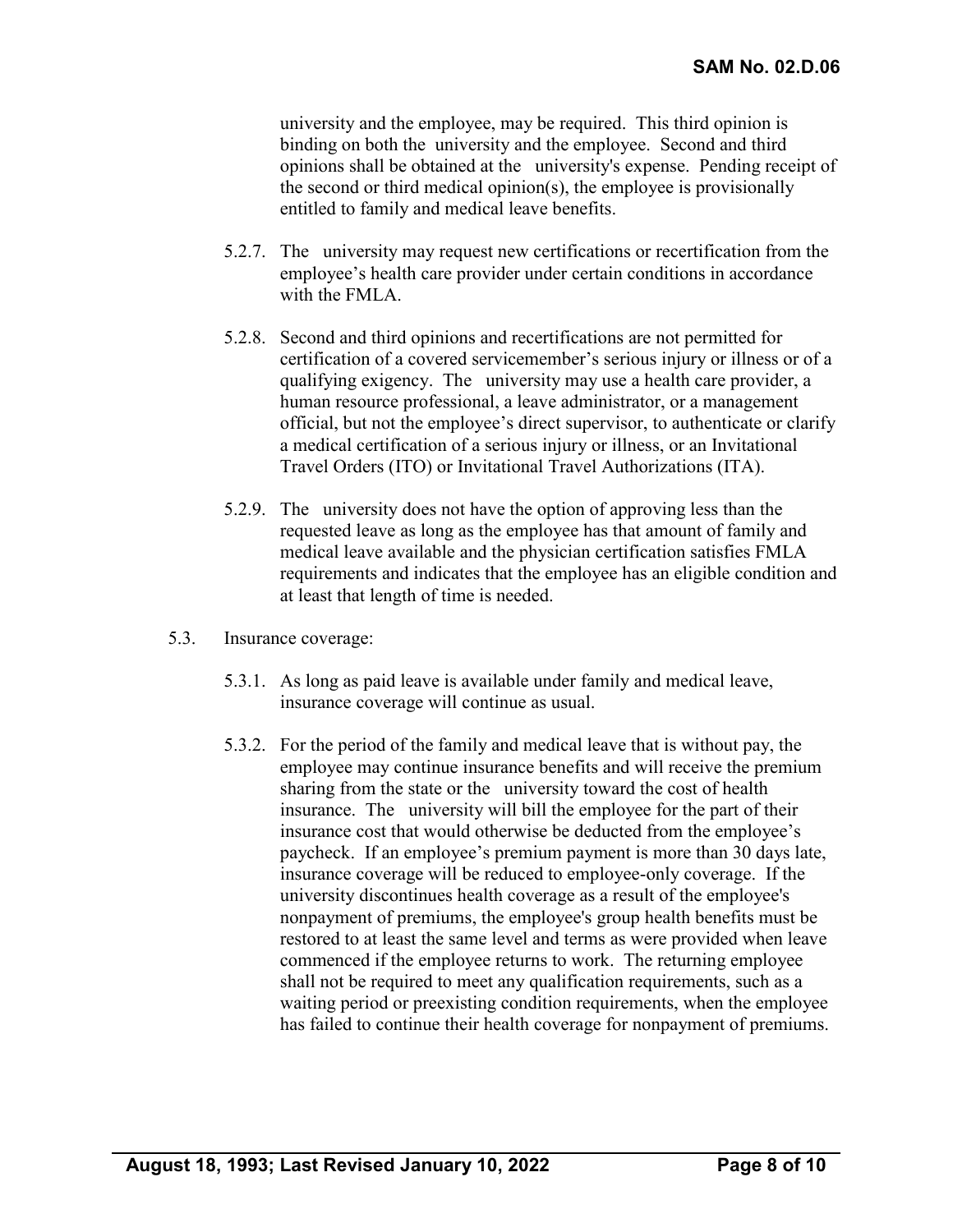university and the employee, may be required. This third opinion is binding on both the university and the employee. Second and third opinions shall be obtained at the university's expense. Pending receipt of the second or third medical opinion(s), the employee is provisionally entitled to family and medical leave benefits.

5.2.7. The university may request new certifications or recertification from the employee's health care provider under certain conditions in accordance with the FMLA.

5.2.8. Second and third opinions and recertifications are not permitted for certification of a covered servicemember's serious injury or illness or of a qualifying exigency. The university may use a health care provider, a human resource professional, a leave administrator, or a management official, but not the employee's direct supervisor, to authenticate or clarify a medical certification of a serious injury or illness, or an Invitational Travel Orders (ITO) or Invitational Travel Authorizations (ITA).

5.2.9. The university does not have the option of approving less than the requested leave as long as the employee has that amount of family and medical leave available and the physician certification satisfies FMLA requirements and indicates that the employee has an eligible condition and at least that length of time is needed.

5.3. Insurance coverage:

5.3.1. As long as paid leave is available under family and medical leave, insurance coverage will continue as usual.

5.3.2. For the period of the family and medical leave that is without pay, the employee may continue insurance benefits and will receive the premium sharing from the state or the university toward the cost of health insurance. The university will bill the employee for the part of their insurance cost that would otherwise be deducted from the employee's paycheck. If an employee's premium payment is more than 30 days late, insurance coverage will be reduced to employee-only coverage. If the university discontinues health coverage as a result of the employee's nonpayment of premiums, the employee's group health benefits must be restored to at least the same level and terms as were provided when leave commenced if the employee returns to work. The returning employee shall not be required to meet any qualification requirements, such as a waiting period or preexisting condition requirements, when the employee has failed to continue their health coverage for nonpayment of premiums.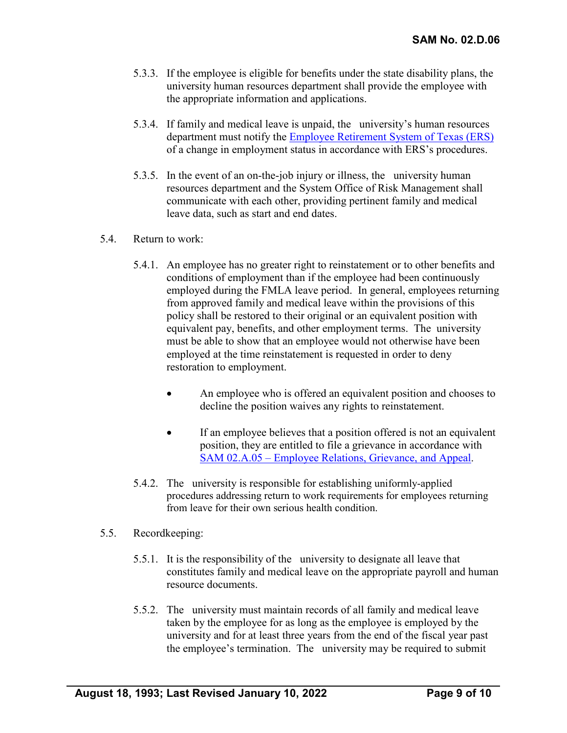5.3.3. If the employee is eligible for benefits under the state disability plans, the university human resources department shall provide the employee with the appropriate information and applications.

5.3.4. If family and medical leave is unpaid, the university's human resources department must notify the [Employee Retirement System of Texas (ERS)]() of a change in employment status in accordance with ERS's procedures.

5.3.5. In the event of an on-the-job injury or illness, the university human resources department and the System Office of Risk Management shall communicate with each other, providing pertinent family and medical leave data, such as start and end dates.

5.4. Return to work:

5.4.1. An employee has no greater right to reinstatement or to other benefits and conditions of employment than if the employee had been continuously employed during the FMLA leave period. In general, employees returning from approved family and medical leave within the provisions of this policy shall be restored to their original or an equivalent position with equivalent pay, benefits, and other employment terms. The university must be able to show that an employee would not otherwise have been employed at the time reinstatement is requested in order to deny restoration to employment.

- An employee who is offered an equivalent position and chooses to decline the position waives any rights to reinstatement.
- If an employee believes that a position offered is not an equivalent position, they are entitled to file a grievance in accordance with [SAM 02.A.05 – Employee Relations, Grievance, and Appeal]().

5.4.2. The university is responsible for establishing uniformly-applied procedures addressing return to work requirements for employees returning from leave for their own serious health condition.

5.5. Recordkeeping:

5.5.1. It is the responsibility of the university to designate all leave that constitutes family and medical leave on the appropriate payroll and human resource documents.

5.5.2. The university must maintain records of all family and medical leave taken by the employee for as long as the employee is employed by the university and for at least three years from the end of the fiscal year past the employee's termination. The university may be required to submit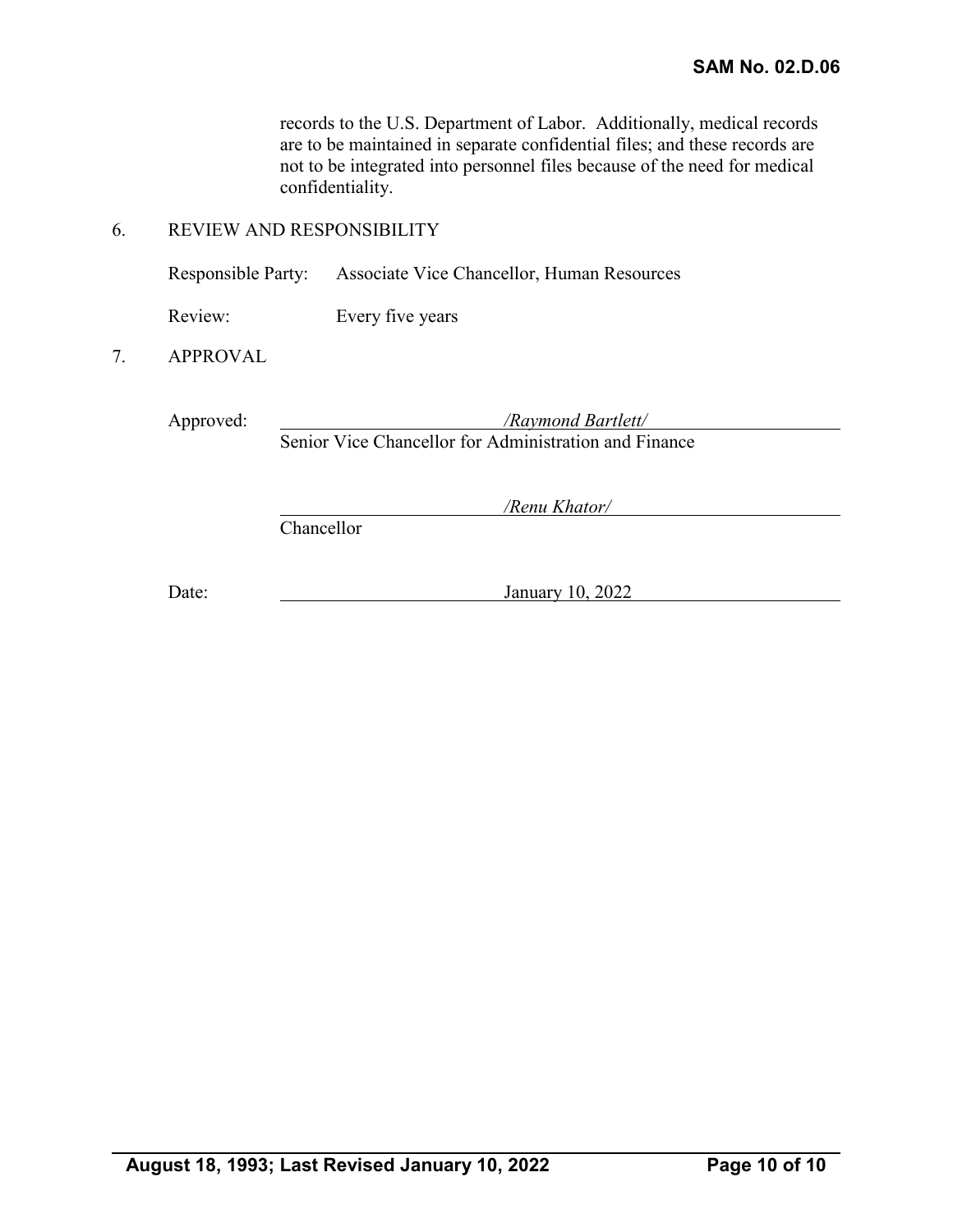records to the U.S. Department of Labor. Additionally, medical records are to be maintained in separate confidential files; and these records are not to be integrated into personnel files because of the need for medical confidentiality.

6. REVIEW AND RESPONSIBILITY

   Responsible Party: Associate Vice Chancellor, Human Resources

   Review: Every five years

7. APPROVAL

   Approved: */Raymond Bartlett/*
   Senior Vice Chancellor for Administration and Finance

   */Renu Khator/*
   Chancellor

   Date: January 10, 2022